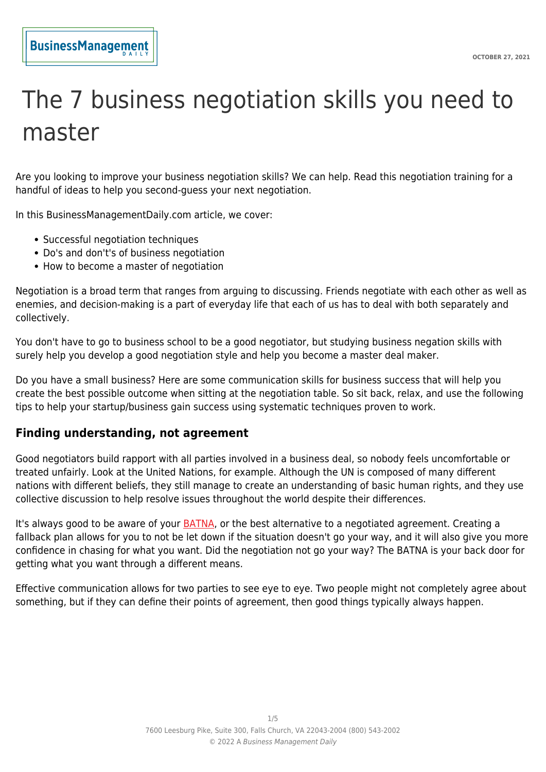# The 7 business negotiation skills you need to master

Are you looking to improve your business negotiation skills? We can help. Read this negotiation training for a handful of ideas to help you second-guess your next negotiation.

In this BusinessManagementDaily.com article, we cover:

- Successful negotiation techniques
- Do's and don't's of business negotiation
- How to become a master of negotiation

Negotiation is a broad term that ranges from arguing to discussing. Friends negotiate with each other as well as enemies, and decision-making is a part of everyday life that each of us has to deal with both separately and collectively.

You don't have to go to business school to be a good negotiator, but studying business negation skills with surely help you develop a good negotiation style and help you become a master deal maker.

Do you have a small business? Here are some communication skills for business success that will help you create the best possible outcome when sitting at the negotiation table. So sit back, relax, and use the following tips to help your startup/business gain success using systematic techniques proven to work.

## Finding understanding, not agreement

Good negotiators build rapport with all parties involved in a business deal, so nobody feels uncomfortable or treated unfairly. Look at the United Nations, for example. Although the UN is composed of many different nations with different beliefs, they still manage to create an understanding of basic human rights, and they use collective discussion to help resolve issues throughout the world despite their differences.

It's always good to be aware of your BATNA, or the best alternative to a negotiated agreement. Creating a fallback plan allows for you to not be let down if the situation doesn't go your way, and it will also give you more confidence in chasing for what you want. Did the negotiation not go your way? The BATNA is your back door for getting what you want through a different means.

Effective communication allows for two parties to see eye to eye. Two people might not completely agree about something, but if they can define their points of agreement, then good things typically always happen.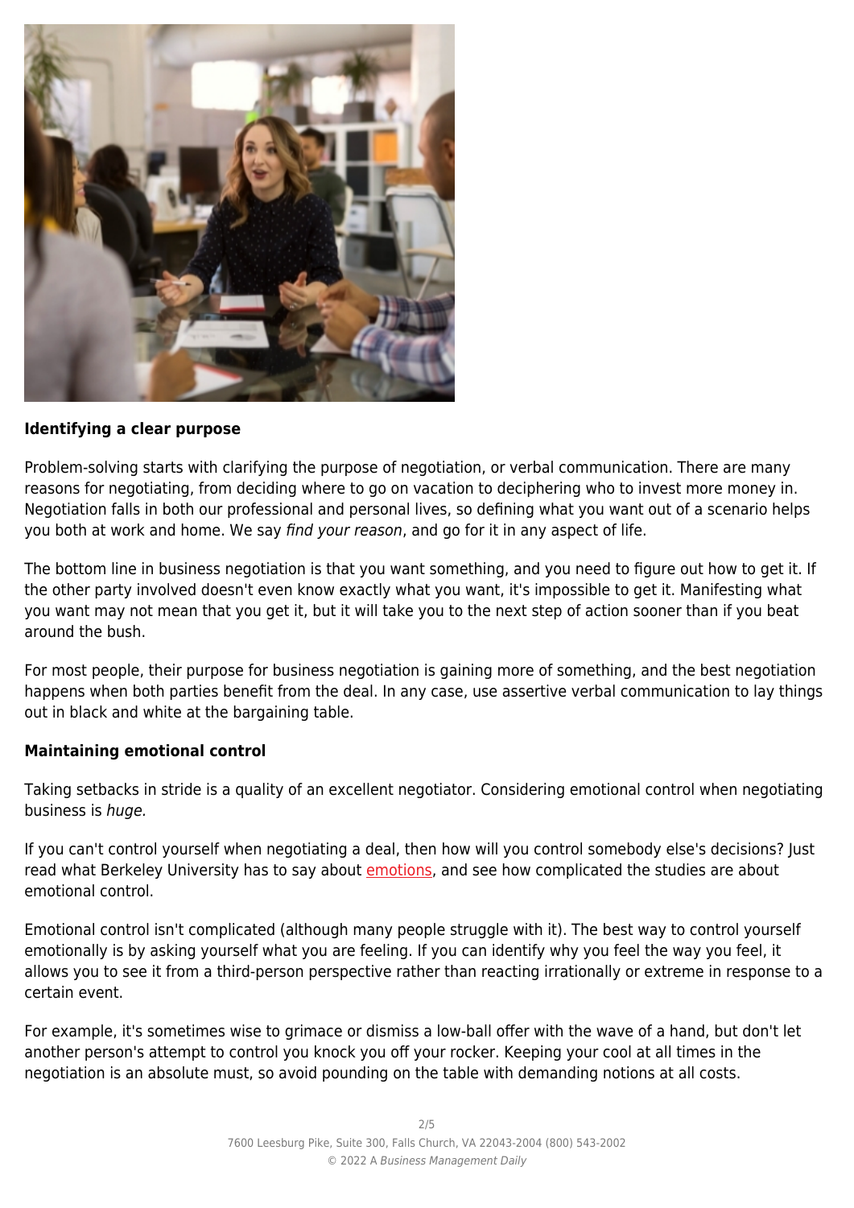**Identifying a clear purpose**

Problem-solving starts with clarifying the purpose of negotiation, or verbal communication. There are many reasons for negotiating, from deciding where to go on vacation to deciphering who to invest more money in. Negotiation falls in both our professional and personal lives, so defining what you want out of a scenario helps you both at work and home. We say *find your reason*, and go for it in any aspect of life.

The bottom line in business negotiation is that you want something, and you need to figure out how to get it. If the other party involved doesn't even know exactly what you want, it's impossible to get it. Manifesting what you want may not mean that you get it, but it will take you to the next step of action sooner than if you beat around the bush.

For most people, their purpose for business negotiation is gaining more of something, and the best negotiation happens when both parties benefit from the deal. In any case, use assertive verbal communication to lay things out in black and white at the bargaining table.

**Maintaining emotional control**

Taking setbacks in stride is a quality of an excellent negotiator. Considering emotional control when negotiating business is *huge.*

If you can't control yourself when negotiating a deal, then how will you control somebody else's decisions? Just read what Berkeley University has to say about emotions, and see how complicated the studies are about emotional control.

Emotional control isn't complicated (although many people struggle with it). The best way to control yourself emotionally is by asking yourself what you are feeling. If you can identify why you feel the way you feel, it allows you to see it from a third-person perspective rather than reacting irrationally or extreme in response to a certain event.

For example, it's sometimes wise to grimace or dismiss a low-ball offer with the wave of a hand, but don't let another person's attempt to control you knock you off your rocker. Keeping your cool at all times in the negotiation is an absolute must, so avoid pounding on the table with demanding notions at all costs.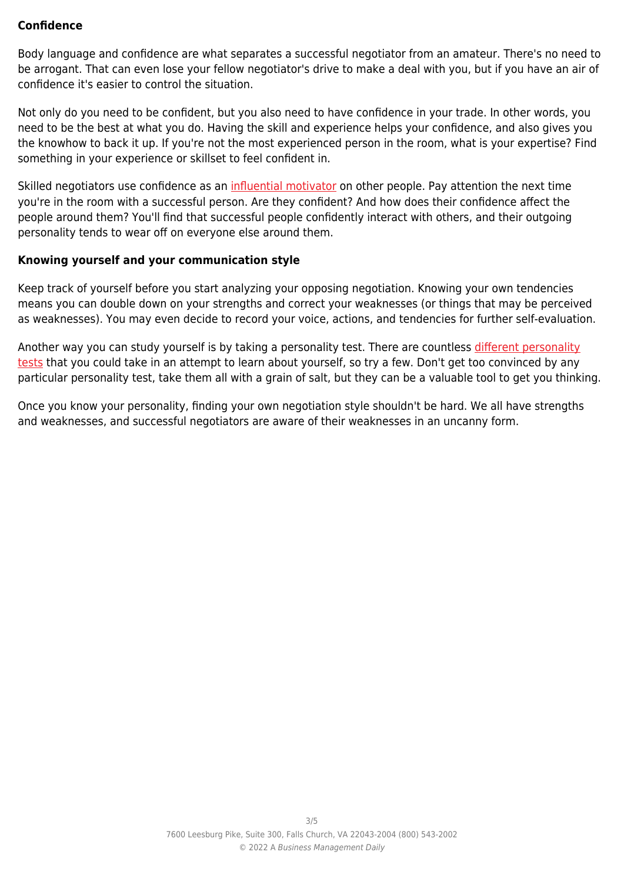**Confidence**

Body language and confidence are what separates a successful negotiator from an amateur. There's no need to be arrogant. That can even lose your fellow negotiator's drive to make a deal with you, but if you have an air of confidence it's easier to control the situation.

Not only do you need to be confident, but you also need to have confidence in your trade. In other words, you need to be the best at what you do. Having the skill and experience helps your confidence, and also gives you the knowhow to back it up. If you're not the most experienced person in the room, what is your expertise? Find something in your experience or skillset to feel confident in.

Skilled negotiators use confidence as an influential motivator on other people. Pay attention the next time you're in the room with a successful person. Are they confident? And how does their confidence affect the people around them? You'll find that successful people confidently interact with others, and their outgoing personality tends to wear off on everyone else around them.

**Knowing yourself and your communication style**

Keep track of yourself before you start analyzing your opposing negotiation. Knowing your own tendencies means you can double down on your strengths and correct your weaknesses (or things that may be perceived as weaknesses). You may even decide to record your voice, actions, and tendencies for further self-evaluation.

Another way you can study yourself is by taking a personality test. There are countless different personality tests that you could take in an attempt to learn about yourself, so try a few. Don't get too convinced by any particular personality test, take them all with a grain of salt, but they can be a valuable tool to get you thinking.

Once you know your personality, finding your own negotiation style shouldn't be hard. We all have strengths and weaknesses, and successful negotiators are aware of their weaknesses in an uncanny form.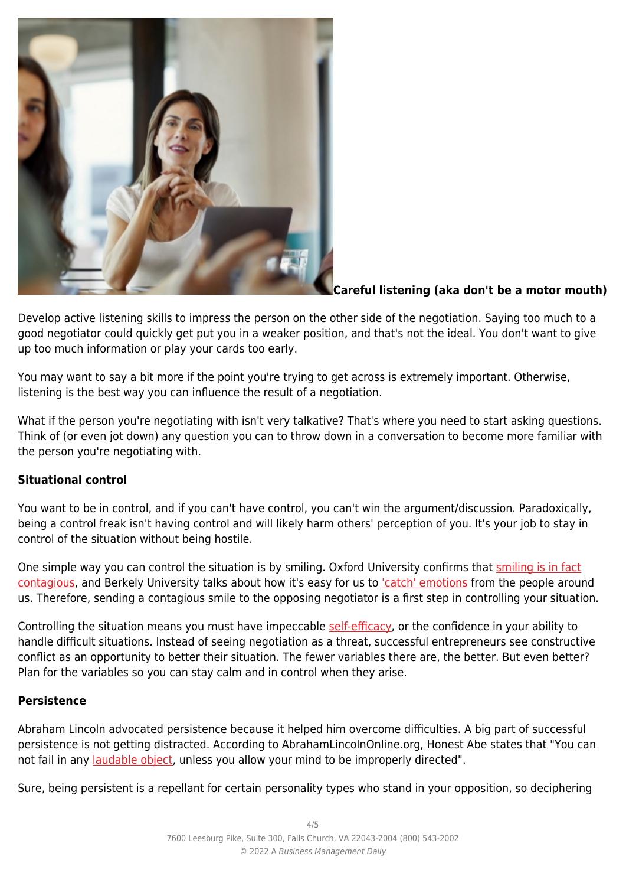**Careful listening (aka don't be a motor mouth)**

Develop active listening skills to impress the person on the other side of the negotiation. Saying too much to a good negotiator could quickly get put you in a weaker position, and that's not the ideal. You don't want to give up too much information or play your cards too early.

You may want to say a bit more if the point you're trying to get across is extremely important. Otherwise, listening is the best way you can influence the result of a negotiation.

What if the person you're negotiating with isn't very talkative? That's where you need to start asking questions. Think of (or even jot down) any question you can to throw down in a conversation to become more familiar with the person you're negotiating with.

**Situational control**

You want to be in control, and if you can't have control, you can't win the argument/discussion. Paradoxically, being a control freak isn't having control and will likely harm others' perception of you. It's your job to stay in control of the situation without being hostile.

One simple way you can control the situation is by smiling. Oxford University confirms that smiling is in fact contagious, and Berkely University talks about how it's easy for us to 'catch' emotions from the people around us. Therefore, sending a contagious smile to the opposing negotiator is a first step in controlling your situation.

Controlling the situation means you must have impeccable self-efficacy, or the confidence in your ability to handle difficult situations. Instead of seeing negotiation as a threat, successful entrepreneurs see constructive conflict as an opportunity to better their situation. The fewer variables there are, the better. But even better? Plan for the variables so you can stay calm and in control when they arise.

**Persistence**

Abraham Lincoln advocated persistence because it helped him overcome difficulties. A big part of successful persistence is not getting distracted. According to AbrahamLincolnOnline.org, Honest Abe states that "You can not fail in any laudable object, unless you allow your mind to be improperly directed".

Sure, being persistent is a repellant for certain personality types who stand in your opposition, so deciphering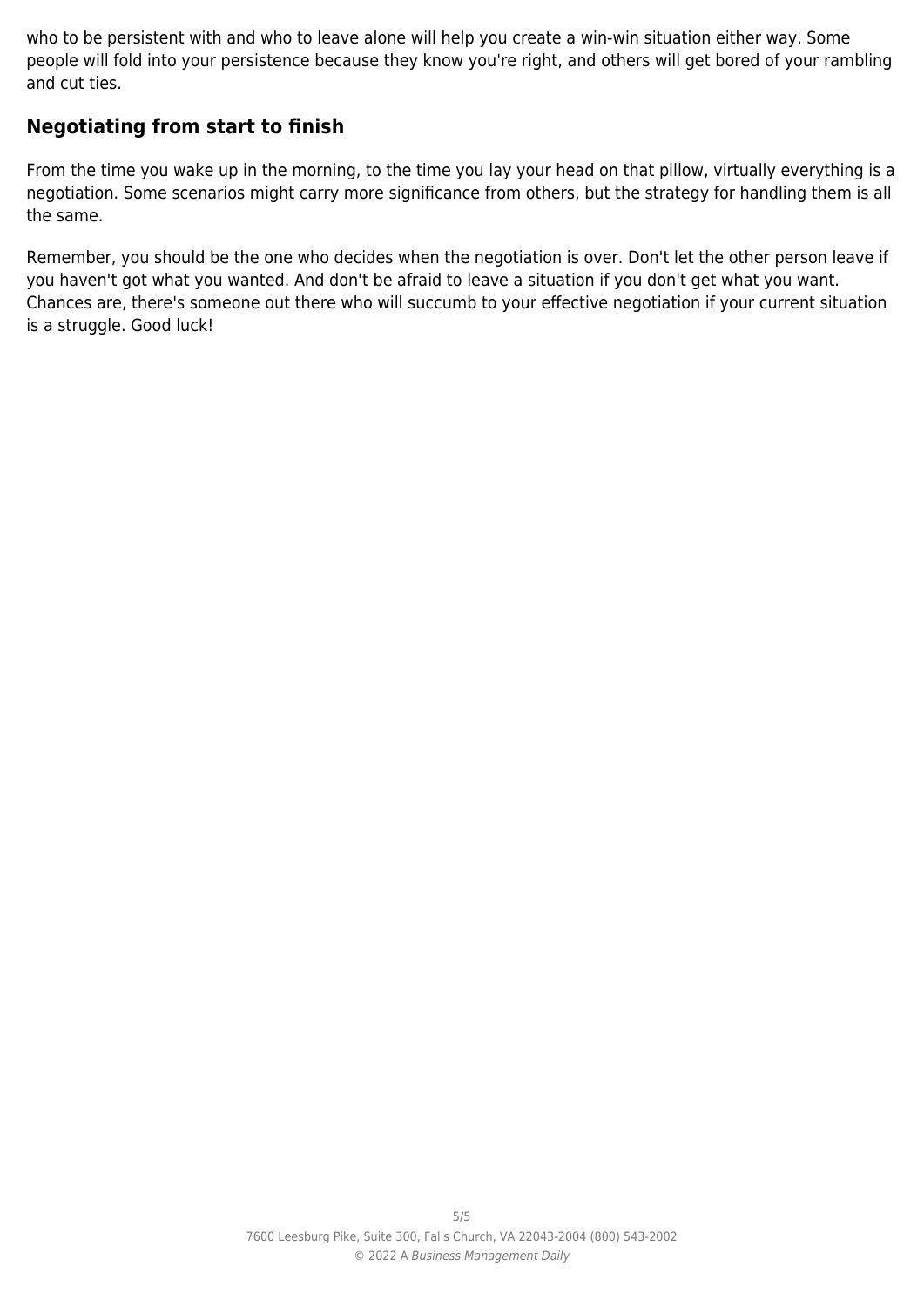who to be persistent with and who to leave alone will help you create a win-win situation either way. Some people will fold into your persistence because they know you're right, and others will get bored of your rambling and cut ties.

## Negotiating from start to finish

From the time you wake up in the morning, to the time you lay your head on that pillow, virtually everything is a negotiation. Some scenarios might carry more significance from others, but the strategy for handling them is all the same.

Remember, you should be the one who decides when the negotiation is over. Don't let the other person leave if you haven't got what you wanted. And don't be afraid to leave a situation if you don't get what you want. Chances are, there's someone out there who will succumb to your effective negotiation if your current situation is a struggle. Good luck!